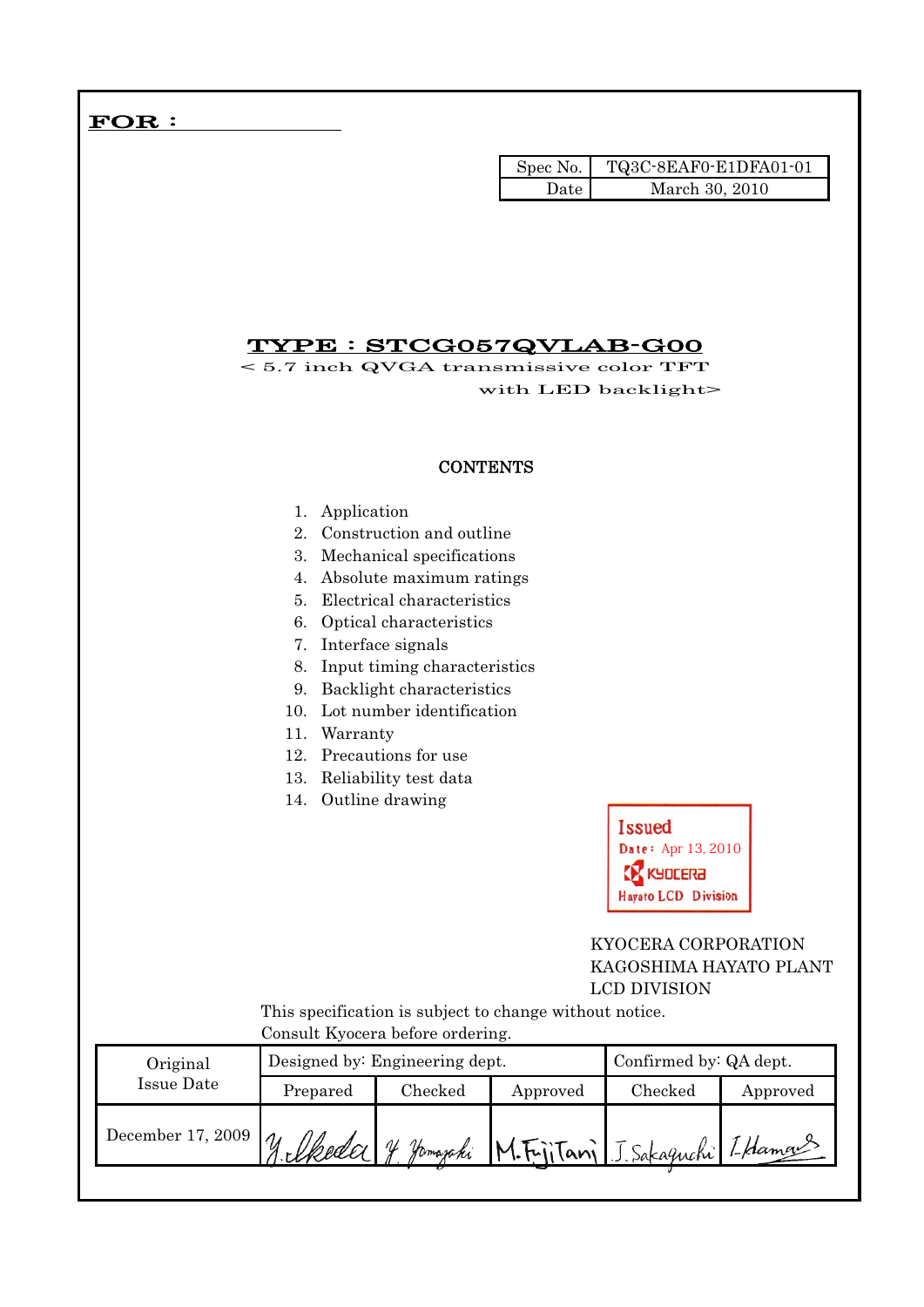FOR :

| Spec No. | TQ3C-8EAF0-E1DFA01-01 |
|---|---|
| Date | March 30, 2010 |

# TYPE : STCG057QVLAB-G00

< 5.7 inch QVGA transmissive color TFT with LED backlight>

## CONTENTS

1. Application
2. Construction and outline
3. Mechanical specifications
4. Absolute maximum ratings
5. Electrical characteristics
6. Optical characteristics
7. Interface signals
8. Input timing characteristics
9. Backlight characteristics
10. Lot number identification
11. Warranty
12. Precautions for use
13. Reliability test data
14. Outline drawing

Issued
Date: Apr 13, 2010
KYOCERA
Hayato LCD Division

KYOCERA CORPORATION
KAGOSHIMA HAYATO PLANT
LCD DIVISION

This specification is subject to change without notice.
Consult Kyocera before ordering.

| Original Issue Date | Designed by: Engineering dept. | | | Confirmed by: QA dept. | |
|---|---|---|---|---|---|
| | Prepared | Checked | Approved | Checked | Approved |
| December 17, 2009 | Y. Ikeda | Y. Yamazaki | M. FujiTani | J. Sakaguchi | I. Hamano |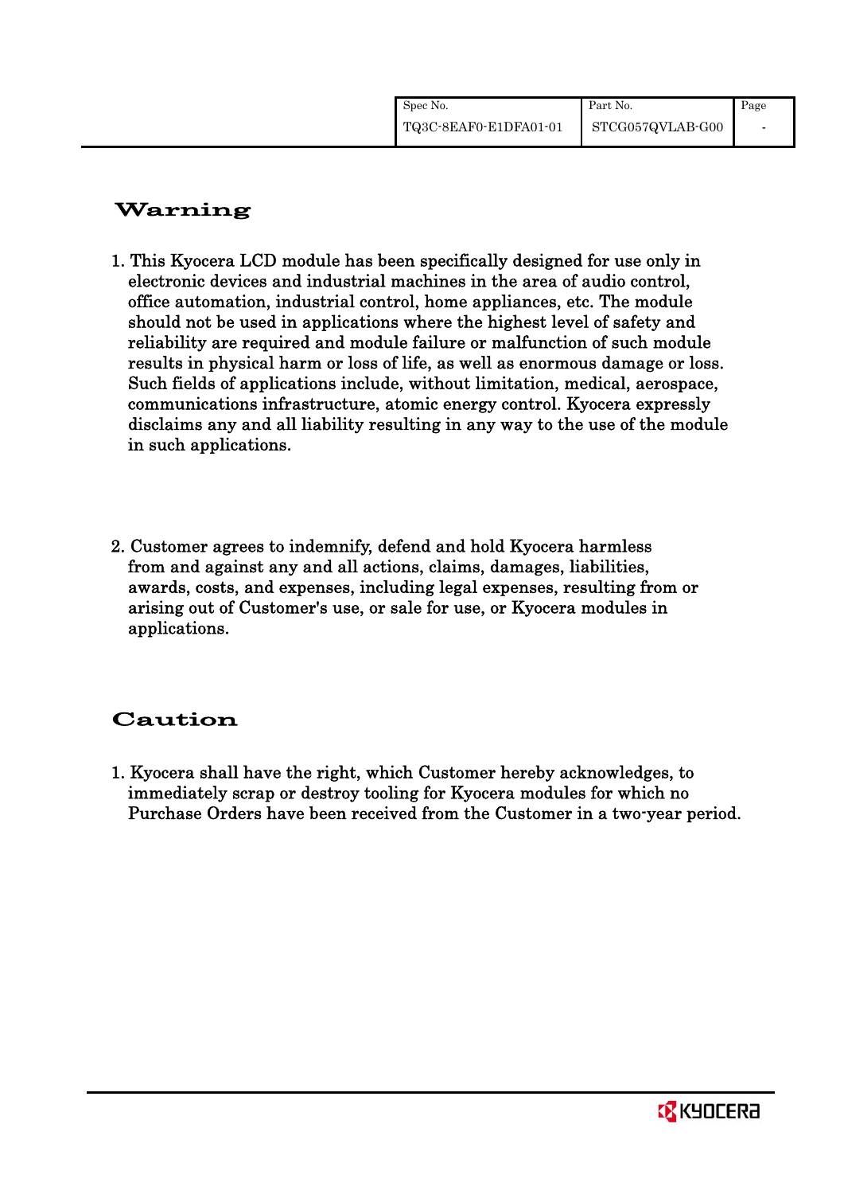## Warning

1. This Kyocera LCD module has been specifically designed for use only in electronic devices and industrial machines in the area of audio control, office automation, industrial control, home appliances, etc. The module should not be used in applications where the highest level of safety and reliability are required and module failure or malfunction of such module results in physical harm or loss of life, as well as enormous damage or loss. Such fields of applications include, without limitation, medical, aerospace, communications infrastructure, atomic energy control. Kyocera expressly disclaims any and all liability resulting in any way to the use of the module in such applications.

2. Customer agrees to indemnify, defend and hold Kyocera harmless from and against any and all actions, claims, damages, liabilities, awards, costs, and expenses, including legal expenses, resulting from or arising out of Customer's use, or sale for use, or Kyocera modules in applications.

## Caution

1. Kyocera shall have the right, which Customer hereby acknowledges, to immediately scrap or destroy tooling for Kyocera modules for which no Purchase Orders have been received from the Customer in a two-year period.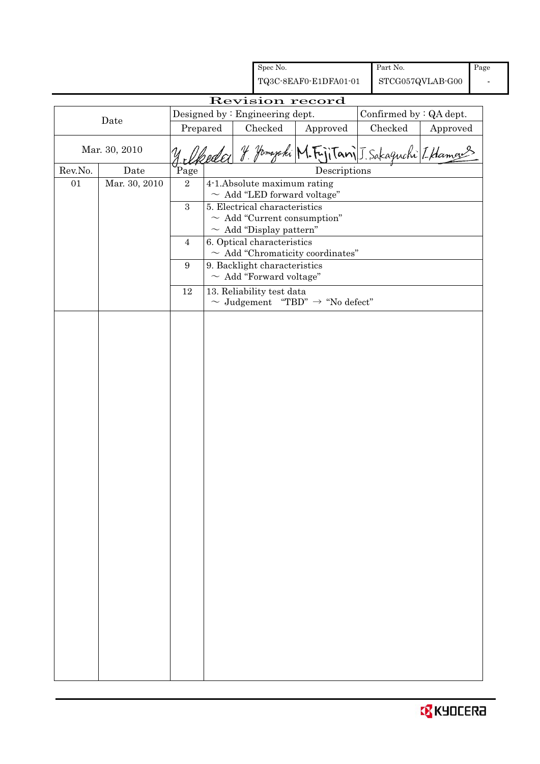| Spec No. | Part No. | Page |
|---|---|---|
| TQ3C-8EAF0-E1DFA01-01 | STCG057QVLAB-G00 | - |

# Revision record

| Date | Designed by : Engineering dept. | | | Confirmed by : QA dept. | |
|---|---|---|---|---|---|
| | Prepared | Checked | Approved | Checked | Approved |
| Mar. 30, 2010 | Y. Ikeda | Y. Yamazaki | M. Fujitani | J. Sakaguchi | I. Hamano |

| Rev.No. | Date | Page | Descriptions |
|---|---|---|---|
| 01 | Mar. 30, 2010 | 2 | 4-1.Absolute maximum rating<br>～ Add "LED forward voltage" |
| | | 3 | 5. Electrical characteristics<br>～ Add "Current consumption"<br>～ Add "Display pattern" |
| | | 4 | 6. Optical characteristics<br>～ Add "Chromaticity coordinates" |
| | | 9 | 9. Backlight characteristics<br>～ Add "Forward voltage" |
| | | 12 | 13. Reliability test data<br>～ Judgement "TBD" → "No defect" |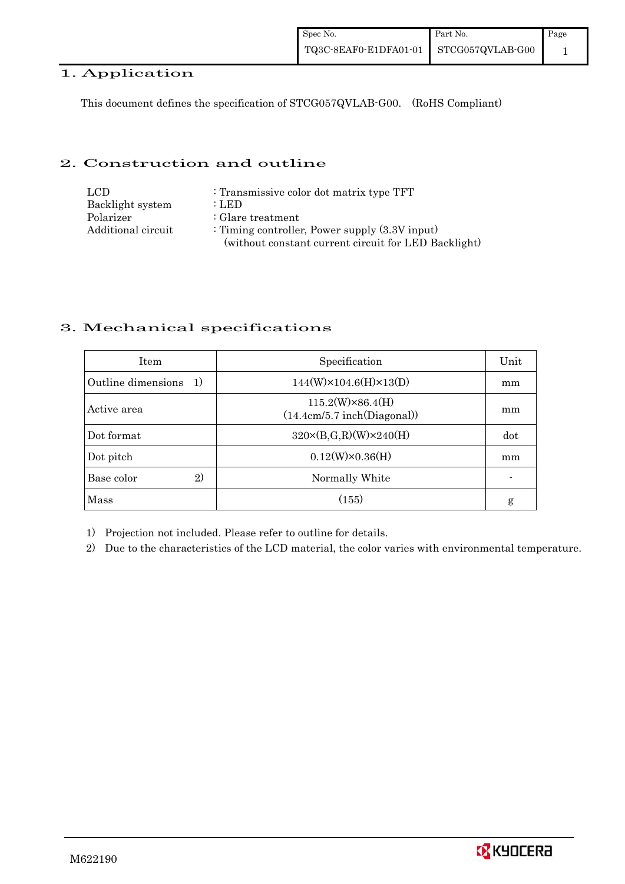## 1. Application

This document defines the specification of STCG057QVLAB-G00. (RoHS Compliant)

## 2. Construction and outline

LCD : Transmissive color dot matrix type TFT
Backlight system : LED
Polarizer : Glare treatment
Additional circuit : Timing controller, Power supply (3.3V input)
(without constant current circuit for LED Backlight)

## 3. Mechanical specifications

| Item | Specification | Unit |
|---|---|---|
| Outline dimensions 1) | 144(W)×104.6(H)×13(D) | mm |
| Active area | 115.2(W)×86.4(H)<br>(14.4cm/5.7 inch(Diagonal)) | mm |
| Dot format | 320×(B,G,R)(W)×240(H) | dot |
| Dot pitch | 0.12(W)×0.36(H) | mm |
| Base color 2) | Normally White | - |
| Mass | (155) | g |

1) Projection not included. Please refer to outline for details.
2) Due to the characteristics of the LCD material, the color varies with environmental temperature.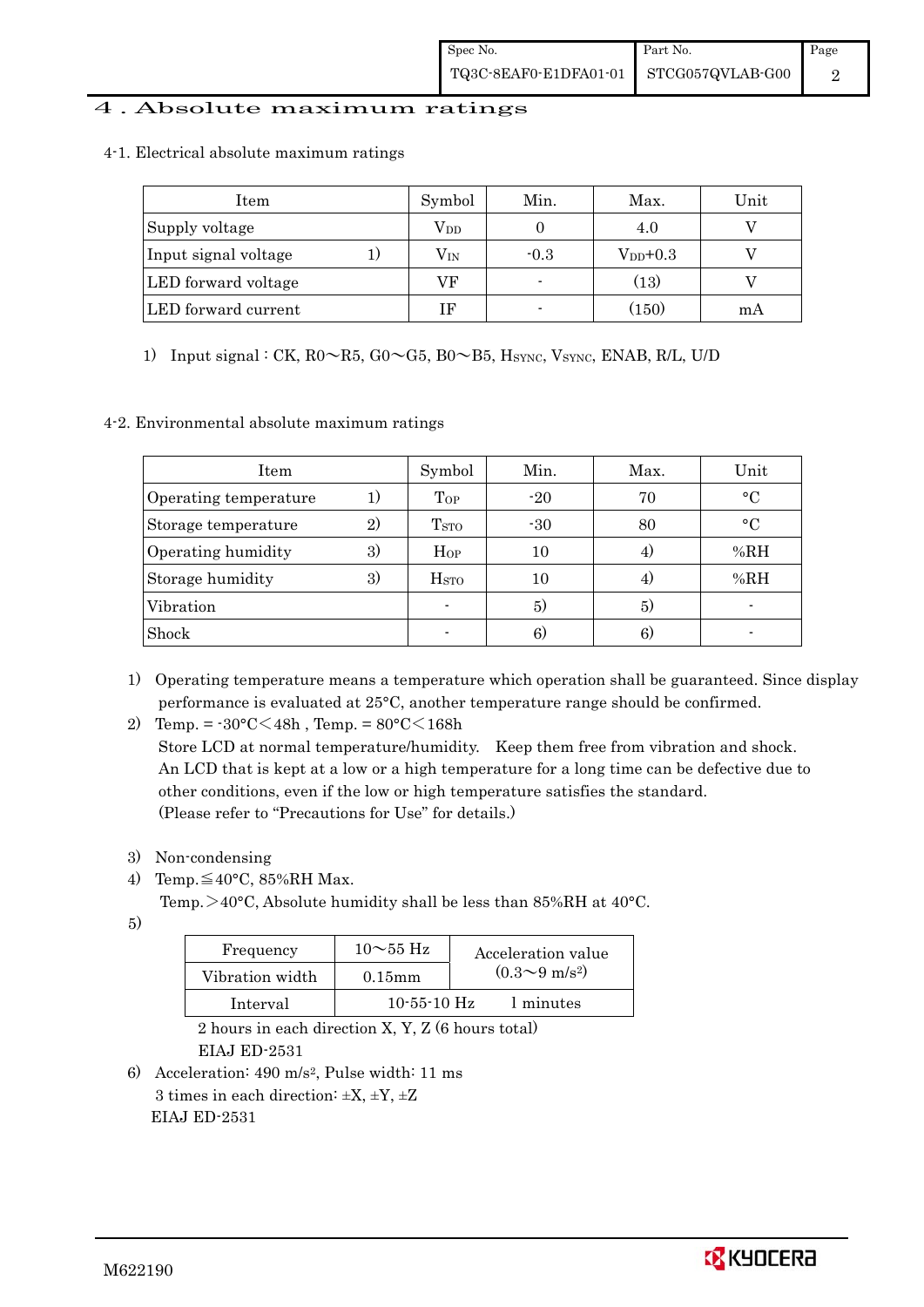# 4 . Absolute maximum ratings

4-1. Electrical absolute maximum ratings

| Item | | Symbol | Min. | Max. | Unit |
|---|---|---|---|---|---|
| Supply voltage | | $V_{DD}$ | 0 | 4.0 | V |
| Input signal voltage | 1) | $V_{IN}$ | -0.3 | $V_{DD}$+0.3 | V |
| LED forward voltage | | VF | - | (13) | V |
| LED forward current | | IF | - | (150) | mA |

1) Input signal : CK, R0～R5, G0～G5, B0～B5, $H_{SYNC}$, $V_{SYNC}$, ENAB, R/L, U/D

4-2. Environmental absolute maximum ratings

| Item | | Symbol | Min. | Max. | Unit |
|---|---|---|---|---|---|
| Operating temperature | 1) | $T_{OP}$ | -20 | 70 | °C |
| Storage temperature | 2) | $T_{STO}$ | -30 | 80 | °C |
| Operating humidity | 3) | $H_{OP}$ | 10 | 4) | %RH |
| Storage humidity | 3) | $H_{STO}$ | 10 | 4) | %RH |
| Vibration | | - | 5) | 5) | - |
| Shock | | - | 6) | 6) | - |

1) Operating temperature means a temperature which operation shall be guaranteed. Since display performance is evaluated at 25°C, another temperature range should be confirmed.

2) Temp. = -30°C＜48h , Temp. = 80°C＜168h
   Store LCD at normal temperature/humidity. Keep them free from vibration and shock.
   An LCD that is kept at a low or a high temperature for a long time can be defective due to other conditions, even if the low or high temperature satisfies the standard.
   (Please refer to "Precautions for Use" for details.)

3) Non-condensing

4) Temp.≦40°C, 85%RH Max.
   Temp.＞40°C, Absolute humidity shall be less than 85%RH at 40°C.

5)

| Frequency | 10～55 Hz | Acceleration value ($0.3$～$9\ m/s^2$) |
|---|---|---|
| Vibration width | 0.15mm | |
| Interval | 10-55-10 Hz | 1 minutes |

   2 hours in each direction X, Y, Z (6 hours total)
   EIAJ ED-2531

6) Acceleration: 490 $m/s^2$, Pulse width: 11 ms
   3 times in each direction: ±X, ±Y, ±Z
   EIAJ ED-2531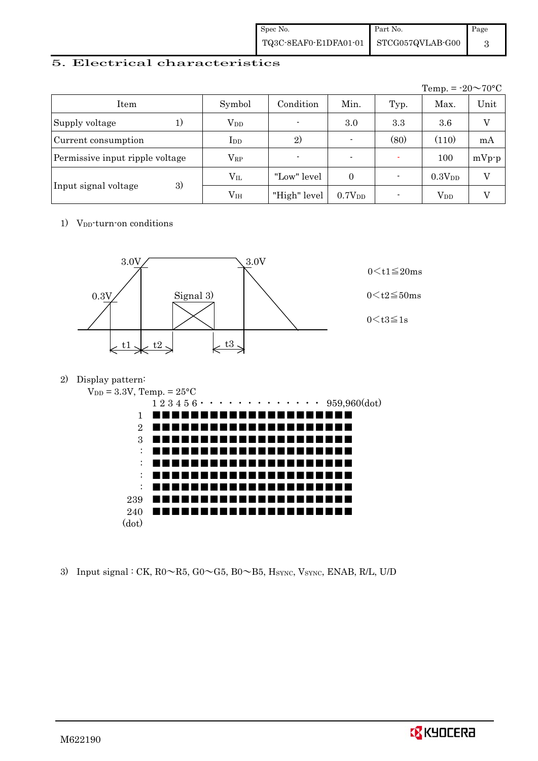## 5. Electrical characteristics

Temp. = -20～70°C

| Item | | Symbol | Condition | Min. | Typ. | Max. | Unit |
|---|---|---|---|---|---|---|---|
| Supply voltage | 1) | $V_{DD}$ | - | 3.0 | 3.3 | 3.6 | V |
| Current consumption | | $I_{DD}$ | 2) | - | (80) | (110) | mA |
| Permissive input ripple voltage | | $V_{RP}$ | - | - | - | 100 | mVp-p |
| Input signal voltage | 3) | $V_{IL}$ | "Low" level | 0 | - | $0.3V_{DD}$ | V |
| | | $V_{IH}$ | "High" level | $0.7V_{DD}$ | - | $V_{DD}$ | V |

1) $V_{DD}$-turn-on conditions

3.0V, 0.3V, Signal 3), 3.0V, t1, t2, t3

$0 < t1 \leqq 20ms$

$0 < t2 \leqq 50ms$

$0 < t3 \leqq 1s$

2) Display pattern:

$V_{DD}$ = 3.3V, Temp. = 25°C

1 2 3 4 5 6 · · · · · · · · · · · · · · 959,960(dot)

1, 2, 3, :, :, :, :, 239, 240 (dot)

3) Input signal : CK, R0～R5, G0～G5, B0～B5, $H_{SYNC}$, $V_{SYNC}$, ENAB, R/L, U/D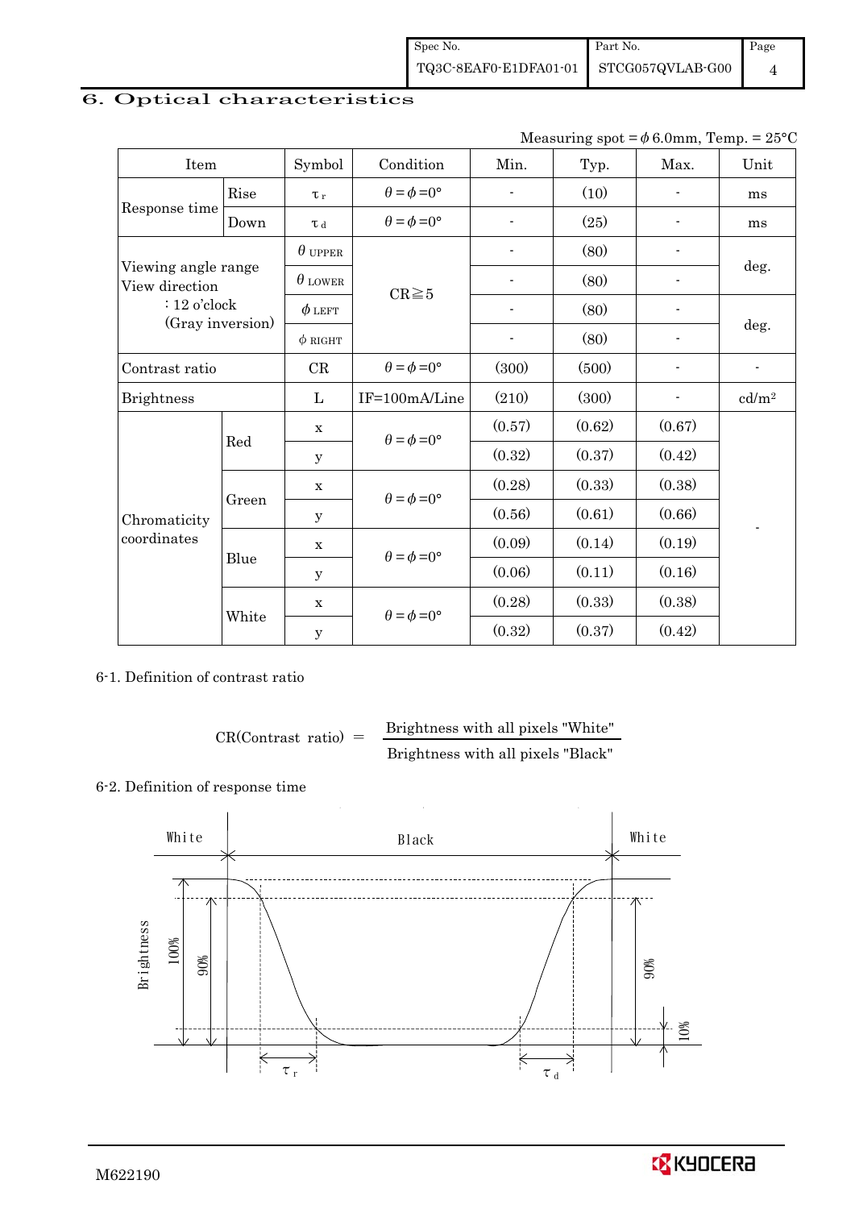## 6. Optical characteristics

Measuring spot = $\phi$ 6.0mm, Temp. = 25°C

| Item | | Symbol | Condition | Min. | Typ. | Max. | Unit |
|---|---|---|---|---|---|---|---|
| Response time | Rise | $\tau_r$ | $\theta=\phi=0°$ | - | (10) | - | ms |
| | Down | $\tau_d$ | $\theta=\phi=0°$ | - | (25) | - | ms |
| Viewing angle range View direction : 12 o'clock (Gray inversion) | | $\theta$ UPPER | CR≧5 | - | (80) | - | deg. |
| | | $\theta$ LOWER | | - | (80) | - | |
| | | $\phi$ LEFT | | - | (80) | - | deg. |
| | | $\phi$ RIGHT | | - | (80) | - | |
| Contrast ratio | | CR | $\theta=\phi=0°$ | (300) | (500) | - | - |
| Brightness | | L | IF=100mA/Line | (210) | (300) | - | cd/m² |
| Chromaticity coordinates | Red | x | $\theta=\phi=0°$ | (0.57) | (0.62) | (0.67) | - |
| | | y | | (0.32) | (0.37) | (0.42) | |
| | Green | x | $\theta=\phi=0°$ | (0.28) | (0.33) | (0.38) | |
| | | y | | (0.56) | (0.61) | (0.66) | |
| | Blue | x | $\theta=\phi=0°$ | (0.09) | (0.14) | (0.19) | |
| | | y | | (0.06) | (0.11) | (0.16) | |
| | White | x | $\theta=\phi=0°$ | (0.28) | (0.33) | (0.38) | |
| | | y | | (0.32) | (0.37) | (0.42) | |

6-1. Definition of contrast ratio

$$\text{CR(Contrast ratio)} = \frac{\text{Brightness with all pixels "White"}}{\text{Brightness with all pixels "Black"}}$$

6-2. Definition of response time

White — Black — White

Brightness, 100%, 90%, 10%, $\tau_r$, $\tau_d$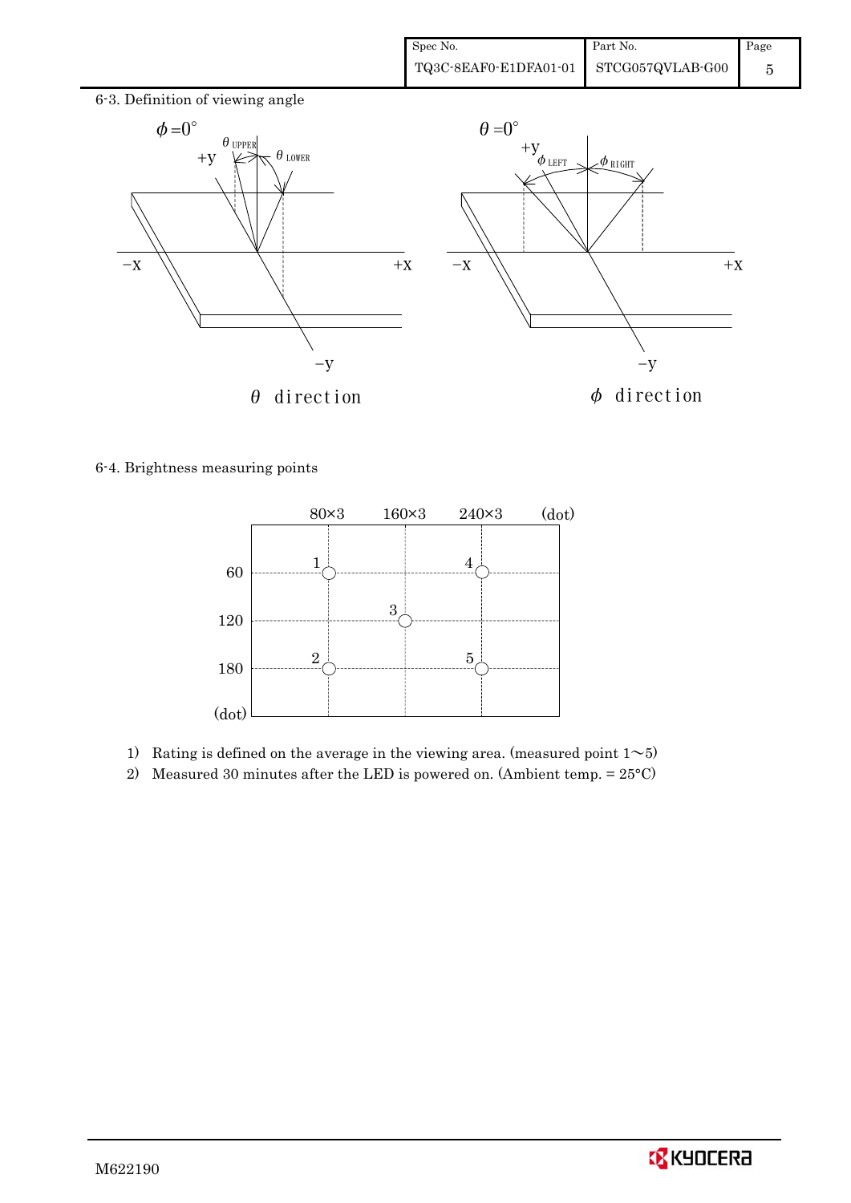6-3. Definition of viewing angle

$\theta$ direction

$\phi$ direction

6-4. Brightness measuring points

1) Rating is defined on the average in the viewing area. (measured point 1～5)
2) Measured 30 minutes after the LED is powered on. (Ambient temp. = 25°C)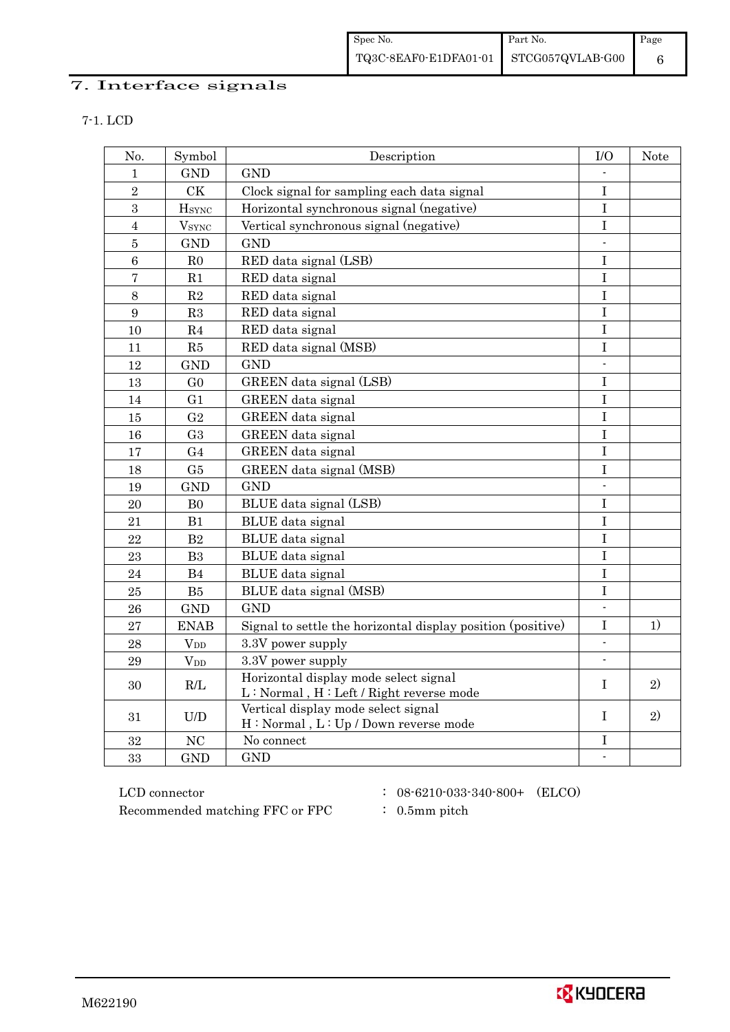# 7. Interface signals

## 7-1. LCD

| No. | Symbol | Description | I/O | Note |
|---|---|---|---|---|
| 1 | GND | GND | - | |
| 2 | CK | Clock signal for sampling each data signal | I | |
| 3 | $H_{SYNC}$ | Horizontal synchronous signal (negative) | I | |
| 4 | $V_{SYNC}$ | Vertical synchronous signal (negative) | I | |
| 5 | GND | GND | - | |
| 6 | R0 | RED data signal (LSB) | I | |
| 7 | R1 | RED data signal | I | |
| 8 | R2 | RED data signal | I | |
| 9 | R3 | RED data signal | I | |
| 10 | R4 | RED data signal | I | |
| 11 | R5 | RED data signal (MSB) | I | |
| 12 | GND | GND | - | |
| 13 | G0 | GREEN data signal (LSB) | I | |
| 14 | G1 | GREEN data signal | I | |
| 15 | G2 | GREEN data signal | I | |
| 16 | G3 | GREEN data signal | I | |
| 17 | G4 | GREEN data signal | I | |
| 18 | G5 | GREEN data signal (MSB) | I | |
| 19 | GND | GND | - | |
| 20 | B0 | BLUE data signal (LSB) | I | |
| 21 | B1 | BLUE data signal | I | |
| 22 | B2 | BLUE data signal | I | |
| 23 | B3 | BLUE data signal | I | |
| 24 | B4 | BLUE data signal | I | |
| 25 | B5 | BLUE data signal (MSB) | I | |
| 26 | GND | GND | - | |
| 27 | ENAB | Signal to settle the horizontal display position (positive) | I | 1) |
| 28 | $V_{DD}$ | 3.3V power supply | - | |
| 29 | $V_{DD}$ | 3.3V power supply | - | |
| 30 | R/L | Horizontal display mode select signal<br>L : Normal , H : Left / Right reverse mode | I | 2) |
| 31 | U/D | Vertical display mode select signal<br>H : Normal , L : Up / Down reverse mode | I | 2) |
| 32 | NC | No connect | I | |
| 33 | GND | GND | - | |

LCD connector : 08-6210-033-340-800+ (ELCO)

Recommended matching FFC or FPC : 0.5mm pitch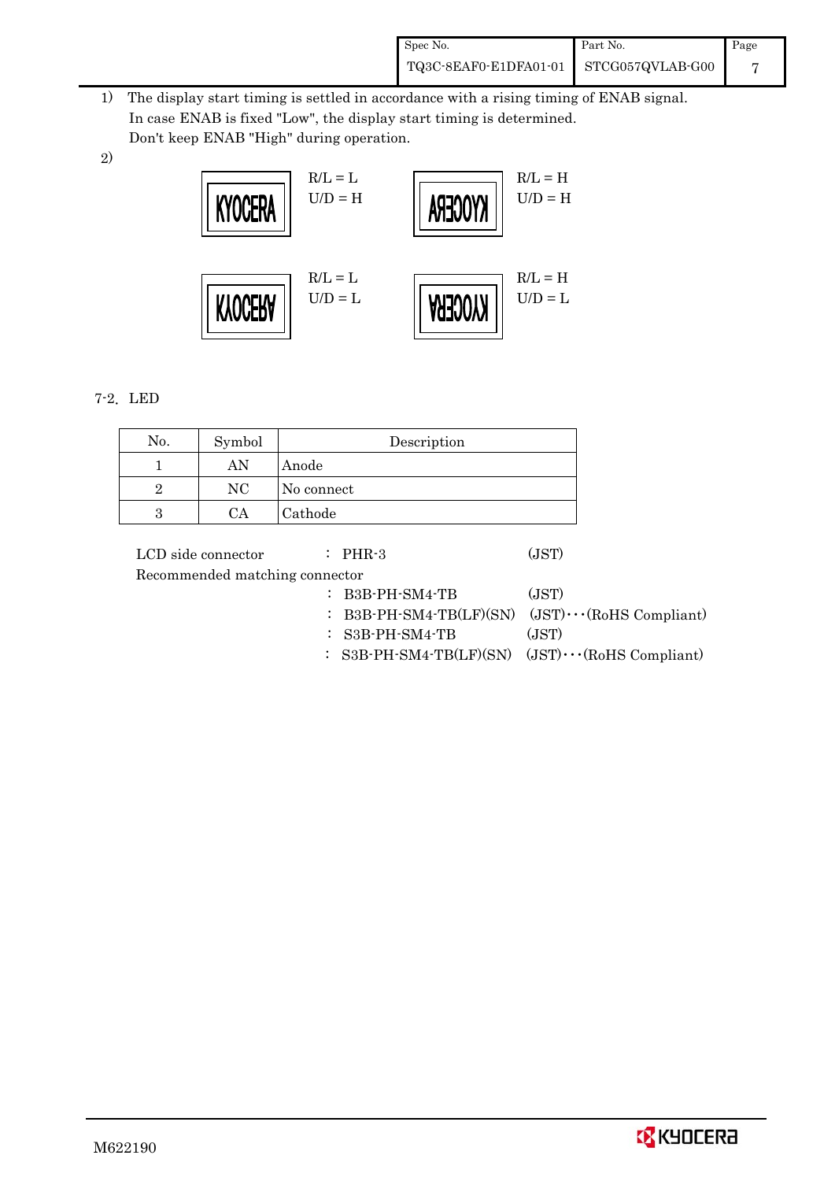1) The display start timing is settled in accordance with a rising timing of ENAB signal.
   In case ENAB is fixed "Low", the display start timing is determined.
   Don't keep ENAB "High" during operation.

2)

| | | | |
|---|---|---|---|
| KYOCERA | R/L = L<br>U/D = H | KYOCERA (mirrored horizontally) | R/L = H<br>U/D = H |
| KYOCERA (flipped vertically) | R/L = L<br>U/D = L | KYOCERA (rotated 180°) | R/L = H<br>U/D = L |

7-2. LED

| No. | Symbol | Description |
|---|---|---|
| 1 | AN | Anode |
| 2 | NC | No connect |
| 3 | CA | Cathode |

LCD side connector : PHR-3 (JST)

Recommended matching connector

: B3B-PH-SM4-TB (JST)

: B3B-PH-SM4-TB(LF)(SN) (JST)···(RoHS Compliant)

: S3B-PH-SM4-TB (JST)

: S3B-PH-SM4-TB(LF)(SN) (JST)···(RoHS Compliant)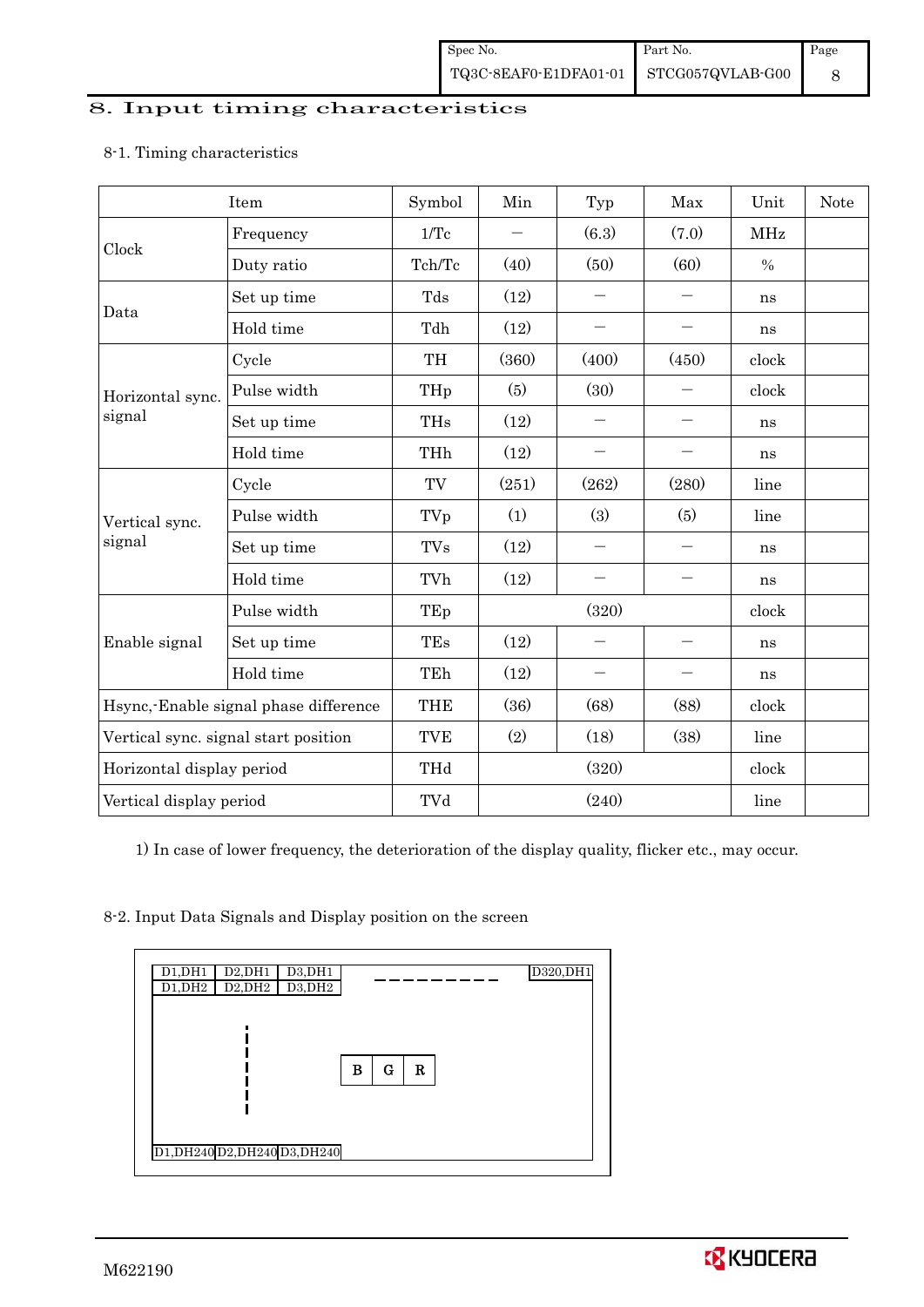# 8. Input timing characteristics

## 8-1. Timing characteristics

| Item | | Symbol | Min | Typ | Max | Unit | Note |
|---|---|---|---|---|---|---|---|
| Clock | Frequency | 1/Tc | — | (6.3) | (7.0) | MHz | |
| | Duty ratio | Tch/Tc | (40) | (50) | (60) | % | |
| Data | Set up time | Tds | (12) | — | — | ns | |
| | Hold time | Tdh | (12) | — | — | ns | |
| Horizontal sync. signal | Cycle | TH | (360) | (400) | (450) | clock | |
| | Pulse width | THp | (5) | (30) | — | clock | |
| | Set up time | THs | (12) | — | — | ns | |
| | Hold time | THh | (12) | — | — | ns | |
| Vertical sync. signal | Cycle | TV | (251) | (262) | (280) | line | |
| | Pulse width | TVp | (1) | (3) | (5) | line | |
| | Set up time | TVs | (12) | — | — | ns | |
| | Hold time | TVh | (12) | — | — | ns | |
| Enable signal | Pulse width | TEp | | (320) | | clock | |
| | Set up time | TEs | (12) | — | — | ns | |
| | Hold time | TEh | (12) | — | — | ns | |
| Hsync,-Enable signal phase difference | | THE | (36) | (68) | (88) | clock | |
| Vertical sync. signal start position | | TVE | (2) | (18) | (38) | line | |
| Horizontal display period | | THd | | (320) | | clock | |
| Vertical display period | | TVd | | (240) | | line | |

1) In case of lower frequency, the deterioration of the display quality, flicker etc., may occur.

## 8-2. Input Data Signals and Display position on the screen

| D1,DH1 | D2,DH1 | D3,DH1 | - - - - - - - - | D320,DH1 |
|---|---|---|---|---|
| D1,DH2 | D2,DH2 | D3,DH2 | | |
| | ⋮ | B G R | | |
| D1,DH240 | D2,DH240 | D3,DH240 | | |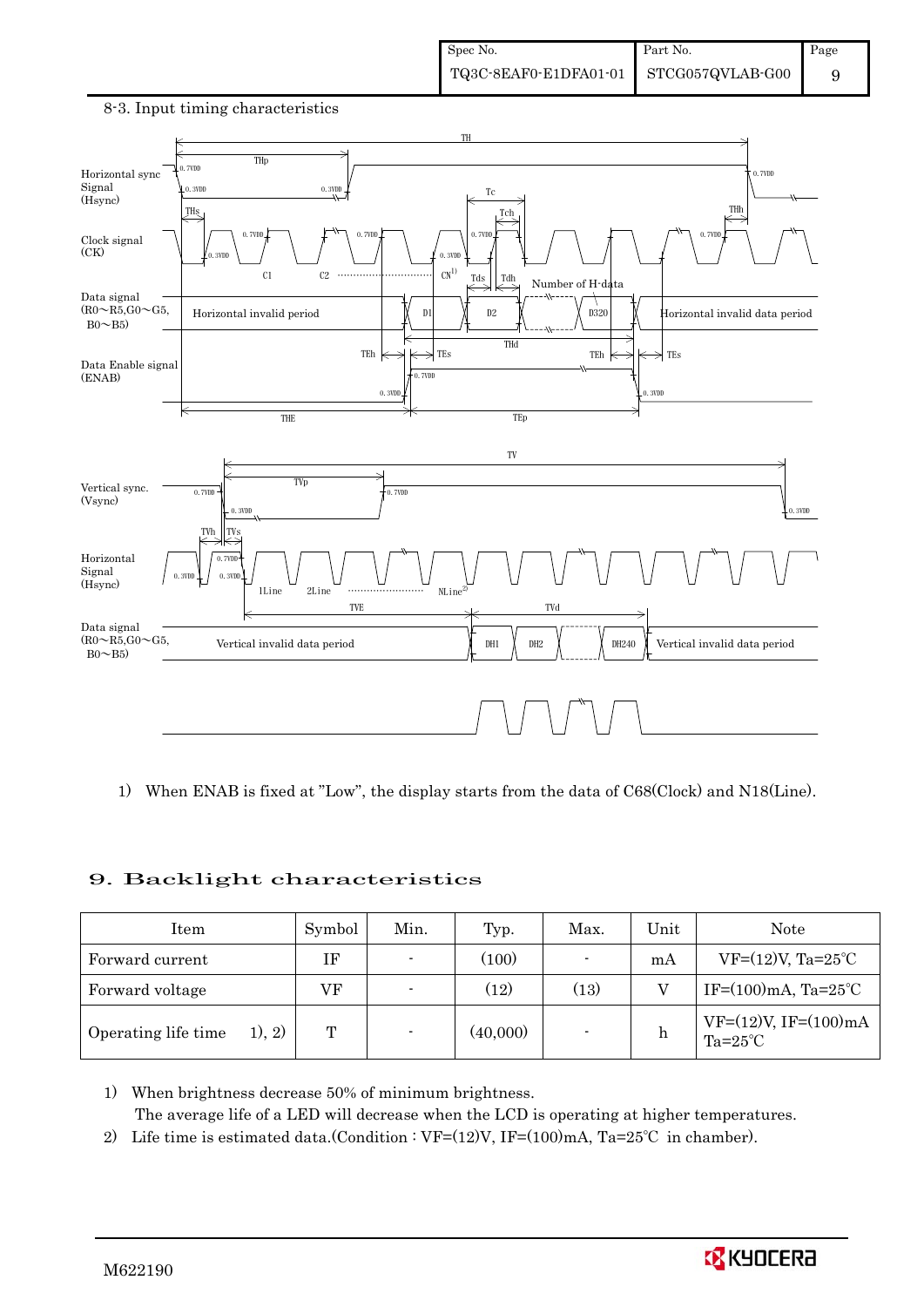8-3. Input timing characteristics

Horizontal sync Signal (Hsync)

Clock signal (CK)

Data signal (R0～R5,G0～G5, B0～B5)

Data Enable signal (ENAB)

Vertical sync. (Vsync)

Horizontal Signal (Hsync)

Data signal (R0～R5,G0～G5, B0～B5)

1) When ENAB is fixed at "Low", the display starts from the data of C68(Clock) and N18(Line).

## 9. Backlight characteristics

| Item | Symbol | Min. | Typ. | Max. | Unit | Note |
|---|---|---|---|---|---|---|
| Forward current | IF | - | (100) | - | mA | VF=(12)V, Ta=25℃ |
| Forward voltage | VF | - | (12) | (13) | V | IF=(100)mA, Ta=25℃ |
| Operating life time 1), 2) | T | - | (40,000) | - | h | VF=(12)V, IF=(100)mA Ta=25℃ |

1) When brightness decrease 50% of minimum brightness.
   The average life of a LED will decrease when the LCD is operating at higher temperatures.
2) Life time is estimated data.(Condition : VF=(12)V, IF=(100)mA, Ta=25℃ in chamber).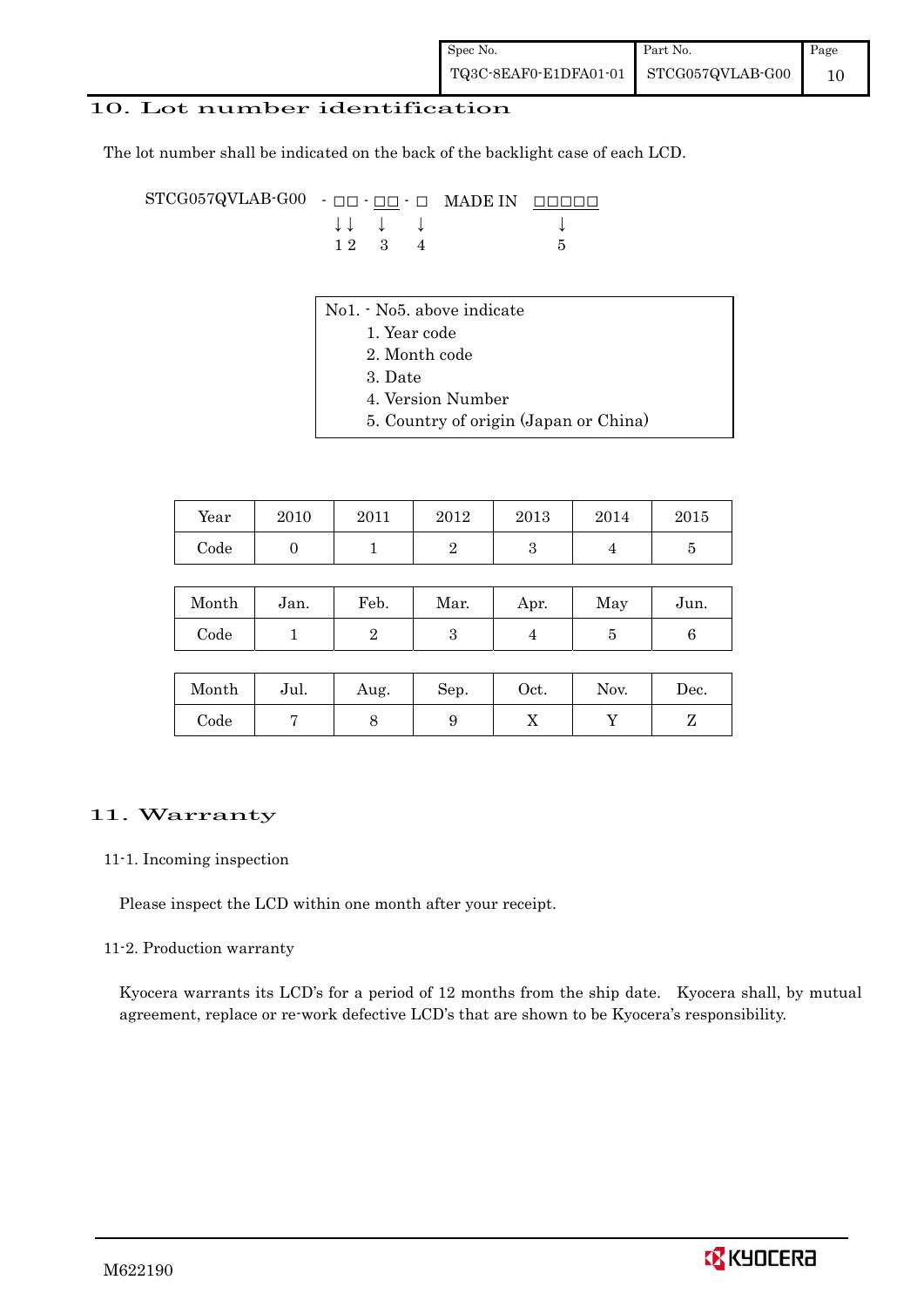## 10. Lot number identification

The lot number shall be indicated on the back of the backlight case of each LCD.

```
STCG057QVLAB-G00  - □□ - □□ - □   MADE IN  □□□□□
                    ↓↓   ↓    ↓               ↓
                    1 2  3    4               5
```

No1. - No5. above indicate

1. Year code
2. Month code
3. Date
4. Version Number
5. Country of origin (Japan or China)

| Year | 2010 | 2011 | 2012 | 2013 | 2014 | 2015 |
|---|---|---|---|---|---|---|
| Code | 0 | 1 | 2 | 3 | 4 | 5 |

| Month | Jan. | Feb. | Mar. | Apr. | May | Jun. |
|---|---|---|---|---|---|---|
| Code | 1 | 2 | 3 | 4 | 5 | 6 |

| Month | Jul. | Aug. | Sep. | Oct. | Nov. | Dec. |
|---|---|---|---|---|---|---|
| Code | 7 | 8 | 9 | X | Y | Z |

## 11. Warranty

### 11-1. Incoming inspection

Please inspect the LCD within one month after your receipt.

### 11-2. Production warranty

Kyocera warrants its LCD's for a period of 12 months from the ship date. Kyocera shall, by mutual agreement, replace or re-work defective LCD's that are shown to be Kyocera's responsibility.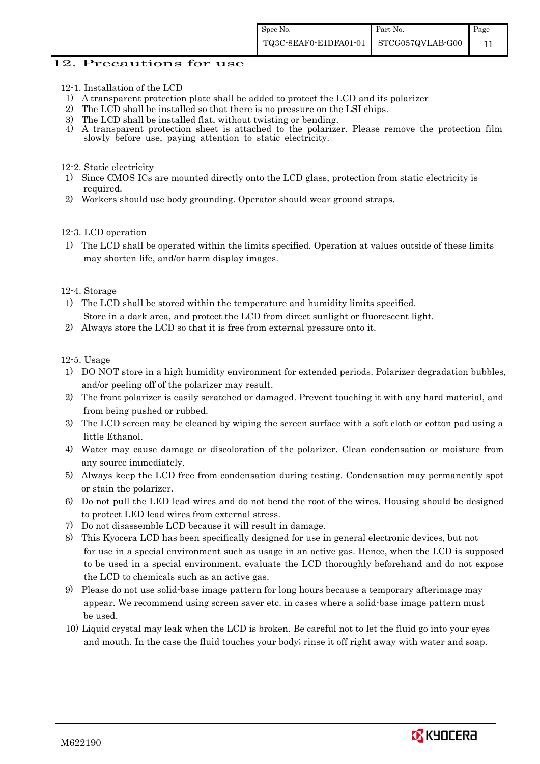## 12. Precautions for use

12-1. Installation of the LCD

1) A transparent protection plate shall be added to protect the LCD and its polarizer
2) The LCD shall be installed so that there is no pressure on the LSI chips.
3) The LCD shall be installed flat, without twisting or bending.
4) A transparent protection sheet is attached to the polarizer. Please remove the protection film slowly before use, paying attention to static electricity.

12-2. Static electricity

1) Since CMOS ICs are mounted directly onto the LCD glass, protection from static electricity is required.
2) Workers should use body grounding. Operator should wear ground straps.

12-3. LCD operation

1) The LCD shall be operated within the limits specified. Operation at values outside of these limits may shorten life, and/or harm display images.

12-4. Storage

1) The LCD shall be stored within the temperature and humidity limits specified. Store in a dark area, and protect the LCD from direct sunlight or fluorescent light.
2) Always store the LCD so that it is free from external pressure onto it.

12-5. Usage

1) DO NOT store in a high humidity environment for extended periods. Polarizer degradation bubbles, and/or peeling off of the polarizer may result.
2) The front polarizer is easily scratched or damaged. Prevent touching it with any hard material, and from being pushed or rubbed.
3) The LCD screen may be cleaned by wiping the screen surface with a soft cloth or cotton pad using a little Ethanol.
4) Water may cause damage or discoloration of the polarizer. Clean condensation or moisture from any source immediately.
5) Always keep the LCD free from condensation during testing. Condensation may permanently spot or stain the polarizer.
6) Do not pull the LED lead wires and do not bend the root of the wires. Housing should be designed to protect LED lead wires from external stress.
7) Do not disassemble LCD because it will result in damage.
8) This Kyocera LCD has been specifically designed for use in general electronic devices, but not for use in a special environment such as usage in an active gas. Hence, when the LCD is supposed to be used in a special environment, evaluate the LCD thoroughly beforehand and do not expose the LCD to chemicals such as an active gas.
9) Please do not use solid-base image pattern for long hours because a temporary afterimage may appear. We recommend using screen saver etc. in cases where a solid-base image pattern must be used.
10) Liquid crystal may leak when the LCD is broken. Be careful not to let the fluid go into your eyes and mouth. In the case the fluid touches your body; rinse it off right away with water and soap.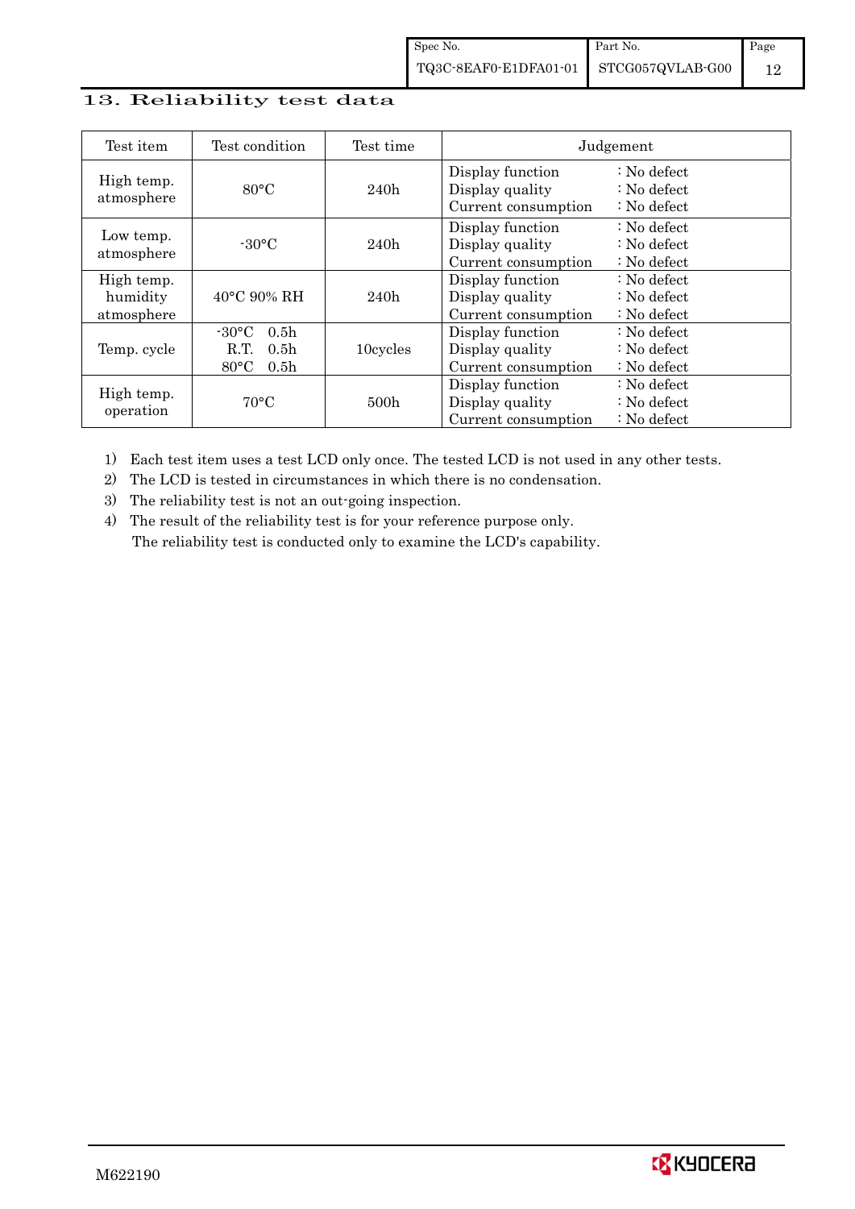## 13. Reliability test data

| Test item | Test condition | Test time | Judgement |
|---|---|---|---|
| High temp. atmosphere | 80°C | 240h | Display function : No defect<br>Display quality : No defect<br>Current consumption : No defect |
| Low temp. atmosphere | -30°C | 240h | Display function : No defect<br>Display quality : No defect<br>Current consumption : No defect |
| High temp. humidity atmosphere | 40°C 90% RH | 240h | Display function : No defect<br>Display quality : No defect<br>Current consumption : No defect |
| Temp. cycle | -30°C 0.5h<br>R.T. 0.5h<br>80°C 0.5h | 10cycles | Display function : No defect<br>Display quality : No defect<br>Current consumption : No defect |
| High temp. operation | 70°C | 500h | Display function : No defect<br>Display quality : No defect<br>Current consumption : No defect |

1) Each test item uses a test LCD only once. The tested LCD is not used in any other tests.
2) The LCD is tested in circumstances in which there is no condensation.
3) The reliability test is not an out-going inspection.
4) The result of the reliability test is for your reference purpose only.
   The reliability test is conducted only to examine the LCD's capability.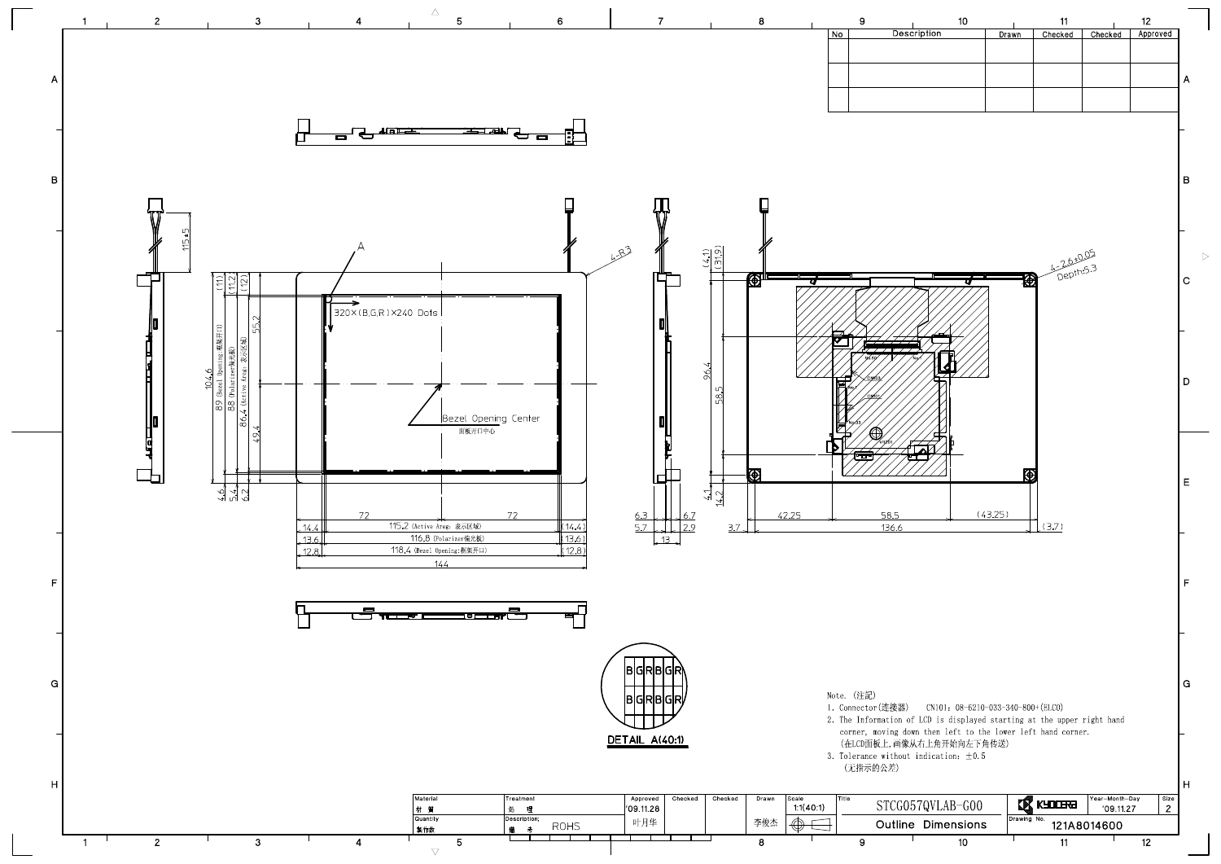| No | Description | Drawn | Checked | Checked | Approved |
|---|---|---|---|---|---|
| | | | | | |
| | | | | | |
| | | | | | |

320×(B,G,R)×240 Dots

Bezel Opening Center
面板开口中心

4-R3

4-2.6±0.05
Depth:5.3

DETAIL A(40:1)

Note. (注记)

1. Connector(连接器)　CN101：08-6210-033-340-800+(ELCO)
2. The Information of LCD is displayed starting at the upper right hand corner, moving down then left to the lower left hand corner.
   (在LCD面板上,画像从右上角开始向左下角传送)
3. Tolerance without indication：±0.5
   (无指示的公差)

| Material 材質 | Treatment 处理 | Approved | Checked | Checked | Drawn | Scale | Title | | Year-Month-Day | Size |
|---|---|---|---|---|---|---|---|---|---|---|
| Quantity 製作数 | Description; ROHS | '09.11.28 叶月华 | | | 李俊杰 | 1:1(40:1) | STCG057QVLAB-G00 Outline Dimensions | KYOCERA Drawing No. 121A8014600 | '09.11.27 | 2 |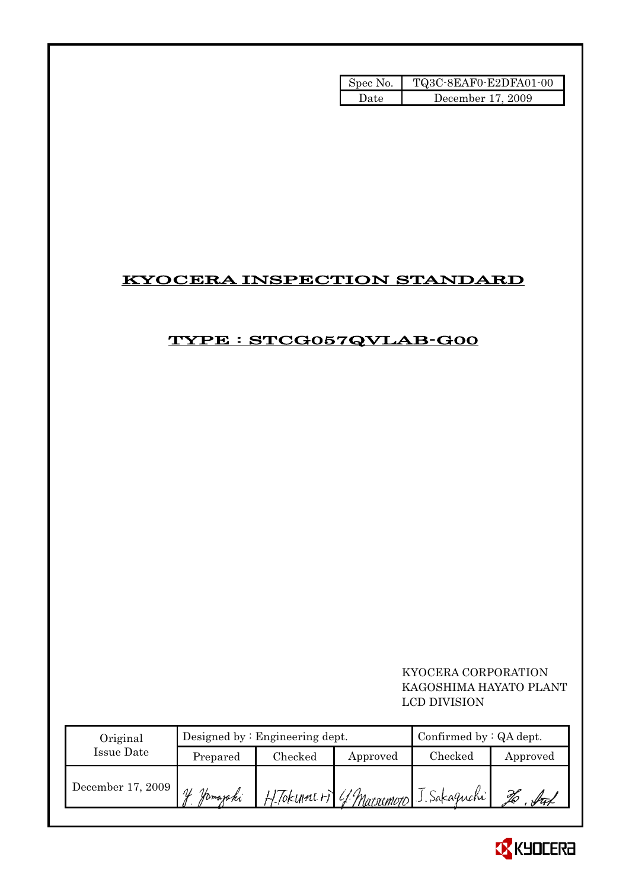| Spec No. | TQ3C-8EAF0-E2DFA01-00 |
| --- | --- |
| Date | December 17, 2009 |

# KYOCERA INSPECTION STANDARD

## TYPE : STCG057QVLAB-G00

KYOCERA CORPORATION
KAGOSHIMA HAYATO PLANT
LCD DIVISION

| Original Issue Date | Designed by : Engineering dept. | | | Confirmed by : QA dept. | |
| --- | --- | --- | --- | --- | --- |
| | Prepared | Checked | Approved | Checked | Approved |
| December 17, 2009 | Y. Yamazaki | H. Tokunari | Y. Matsumoto | J. Sakaguchi | Ho. Ind |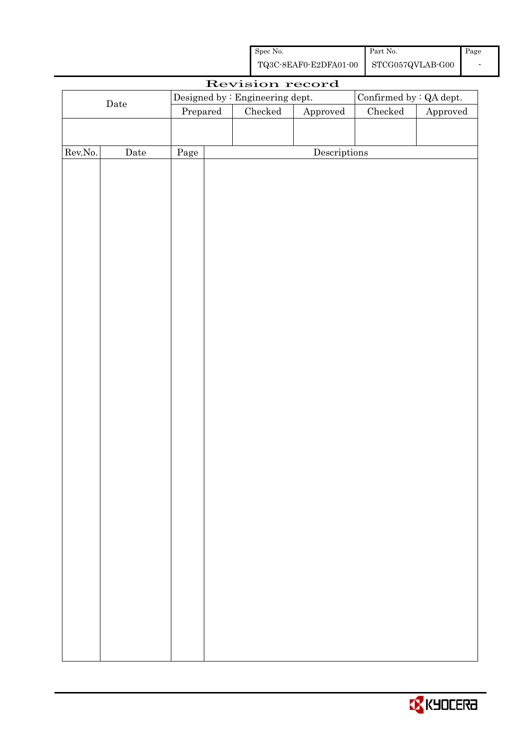| Spec No. | Part No. | Page |
|---|---|---|
| TQ3C-8EAF0-E2DFA01-00 | STCG057QVLAB-G00 | - |

# Revision record

| Date | Designed by : Engineering dept. | | | Confirmed by : QA dept. | |
|---|---|---|---|---|---|
| | Prepared | Checked | Approved | Checked | Approved |
| | | | | | |

| Rev.No. | Date | Page | Descriptions |
|---|---|---|---|
| | | | |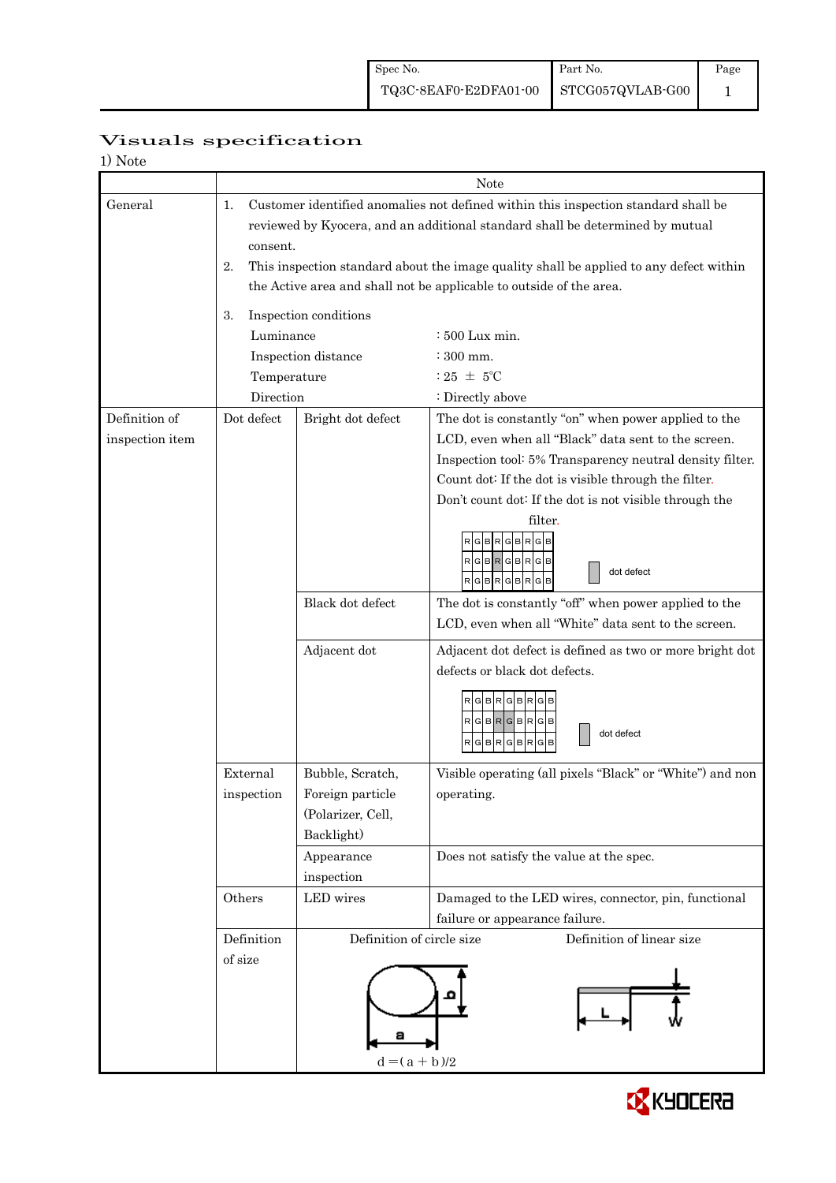# Visuals specification

1) Note

| | | | Note |
|---|---|---|---|
| General | 1. Customer identified anomalies not defined within this inspection standard shall be reviewed by Kyocera, and an additional standard shall be determined by mutual consent.<br>2. This inspection standard about the image quality shall be applied to any defect within the Active area and shall not be applicable to outside of the area.<br>3. Inspection conditions<br>Luminance : 500 Lux min.<br>Inspection distance : 300 mm.<br>Temperature : 25 ± 5℃<br>Direction : Directly above | | |
| Definition of inspection item | Dot defect | Bright dot defect | The dot is constantly "on" when power applied to the LCD, even when all "Black" data sent to the screen.<br>Inspection tool: 5% Transparency neutral density filter.<br>Count dot: If the dot is visible through the filter.<br>Don't count dot: If the dot is not visible through the filter.<br>RGBRGBRGB / RGBRGBRGB / RGBRGBRGB — dot defect |
| | | Black dot defect | The dot is constantly "off" when power applied to the LCD, even when all "White" data sent to the screen. |
| | | Adjacent dot | Adjacent dot defect is defined as two or more bright dot defects or black dot defects.<br>RGBRGBRGB / RGBRGBRGB / RGBRGBRGB — dot defect |
| | External inspection | Bubble, Scratch, Foreign particle (Polarizer, Cell, Backlight) | Visible operating (all pixels "Black" or "White") and non operating. |
| | | Appearance inspection | Does not satisfy the value at the spec. |
| | Others | LED wires | Damaged to the LED wires, connector, pin, functional failure or appearance failure. |
| | Definition of size | Definition of circle size<br>$d = (a + b)/2$ | Definition of linear size<br>L, W |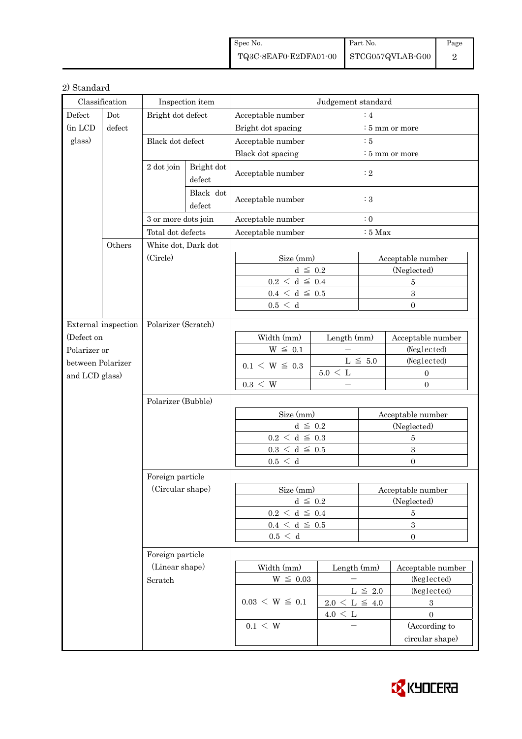2) Standard

| Classification | | Inspection item | | Judgement standard |
|---|---|---|---|---|
| Defect (in LCD glass) | Dot defect | Bright dot defect | | Acceptable number : 4<br>Bright dot spacing : 5 mm or more |
| | | Black dot defect | | Acceptable number : 5<br>Black dot spacing : 5 mm or more |
| | | 2 dot join | Bright dot defect | Acceptable number : 2 |
| | | | Black dot defect | Acceptable number : 3 |
| | | 3 or more dots join | | Acceptable number : 0 |
| | | Total dot defects | | Acceptable number : 5 Max |
| | Others | White dot, Dark dot (Circle) | | see table below |
| External inspection (Defect on Polarizer or between Polarizer and LCD glass) | | Polarizer (Scratch) | | see table below |
| | | Polarizer (Bubble) | | see table below |
| | | Foreign particle (Circular shape) | | see table below |
| | | Foreign particle (Linear shape) Scratch | | see table below |

White dot, Dark dot (Circle)

| Size (mm) | Acceptable number |
|---|---|
| d ≦ 0.2 | (Neglected) |
| 0.2 < d ≦ 0.4 | 5 |
| 0.4 < d ≦ 0.5 | 3 |
| 0.5 < d | 0 |

Polarizer (Scratch)

| Width (mm) | Length (mm) | Acceptable number |
|---|---|---|
| W ≦ 0.1 | — | (Neglected) |
| 0.1 < W ≦ 0.3 | L ≦ 5.0 | (Neglected) |
| | 5.0 < L | 0 |
| 0.3 < W | — | 0 |

Polarizer (Bubble)

| Size (mm) | Acceptable number |
|---|---|
| d ≦ 0.2 | (Neglected) |
| 0.2 < d ≦ 0.3 | 5 |
| 0.3 < d ≦ 0.5 | 3 |
| 0.5 < d | 0 |

Foreign particle (Circular shape)

| Size (mm) | Acceptable number |
|---|---|
| d ≦ 0.2 | (Neglected) |
| 0.2 < d ≦ 0.4 | 5 |
| 0.4 < d ≦ 0.5 | 3 |
| 0.5 < d | 0 |

Foreign particle (Linear shape) Scratch

| Width (mm) | Length (mm) | Acceptable number |
|---|---|---|
| W ≦ 0.03 | — | (Neglected) |
| 0.03 < W ≦ 0.1 | L ≦ 2.0 | (Neglected) |
| | 2.0 < L ≦ 4.0 | 3 |
| | 4.0 < L | 0 |
| 0.1 < W | — | (According to circular shape) |